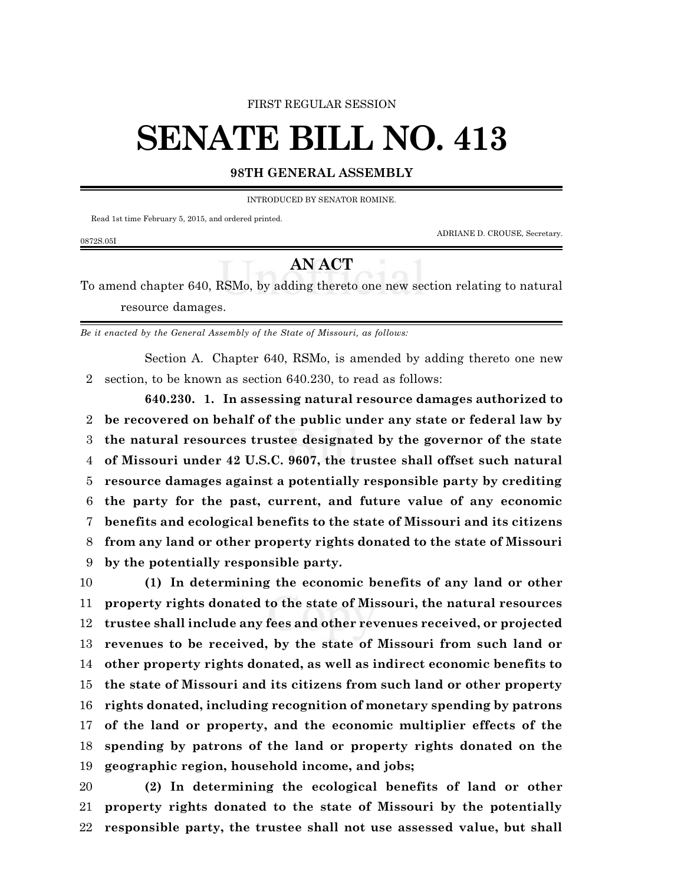FIRST REGULAR SESSION

# SENATE BILL NO. 413

## 98TH GENERAL ASSEMBLY

INTRODUCED BY SENATOR ROMINE.

Read 1st time February 5, 2015, and ordered printed.

ADRIANE D. CROUSE, Secretary.

0872S.05I

## AN ACT

To amend chapter 640, RSMo, by adding thereto one new section relating to natural resource damages.

*Be it enacted by the General Assembly of the State of Missouri, as follows:*

Section A. Chapter 640, RSMo, is amended by adding thereto one new section, to be known as section 640.230, to read as follows:

**640.230. 1. In assessing natural resource damages authorized to be recovered on behalf of the public under any state or federal law by the natural resources trustee designated by the governor of the state of Missouri under 42 U.S.C. 9607, the trustee shall offset such natural resource damages against a potentially responsible party by crediting the party for the past, current, and future value of any economic benefits and ecological benefits to the state of Missouri and its citizens from any land or other property rights donated to the state of Missouri by the potentially responsible party.**

**(1) In determining the economic benefits of any land or other property rights donated to the state of Missouri, the natural resources trustee shall include any fees and other revenues received, or projected revenues to be received, by the state of Missouri from such land or other property rights donated, as well as indirect economic benefits to the state of Missouri and its citizens from such land or other property rights donated, including recognition of monetary spending by patrons of the land or property, and the economic multiplier effects of the spending by patrons of the land or property rights donated on the geographic region, household income, and jobs;**

**(2) In determining the ecological benefits of land or other property rights donated to the state of Missouri by the potentially responsible party, the trustee shall not use assessed value, but shall**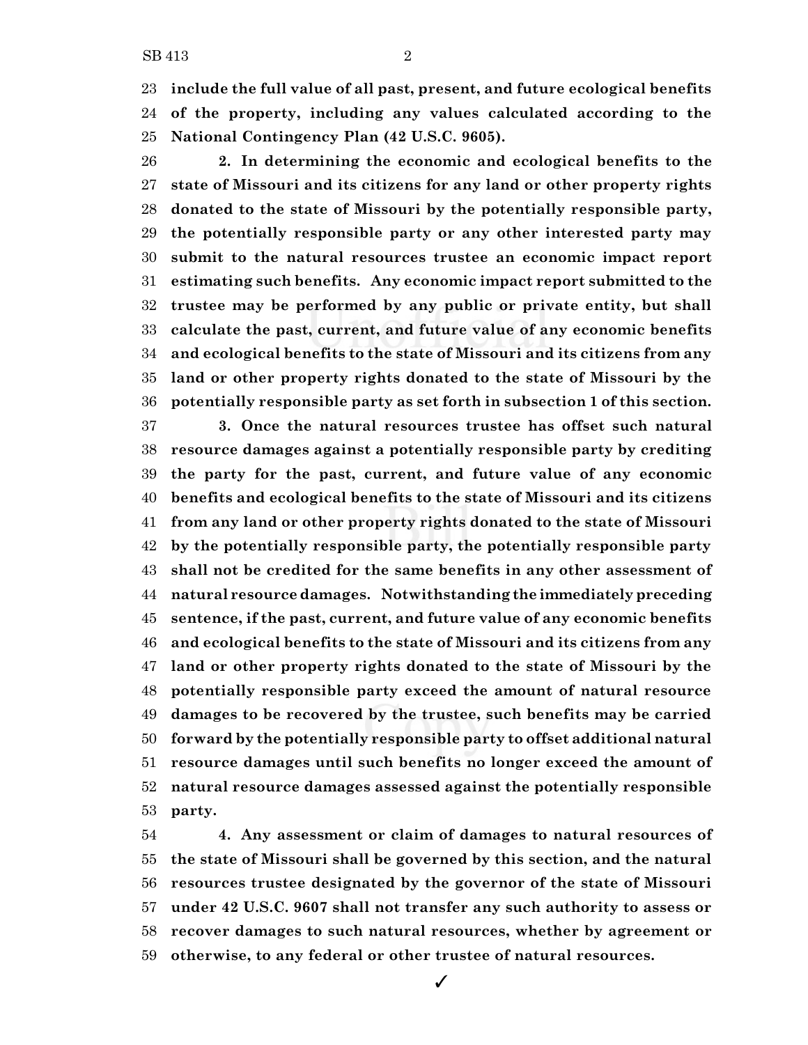**include the full value of all past, present, and future ecological benefits of the property, including any values calculated according to the National Contingency Plan (42 U.S.C. 9605).**

**2. In determining the economic and ecological benefits to the state of Missouri and its citizens for any land or other property rights donated to the state of Missouri by the potentially responsible party, the potentially responsible party or any other interested party may submit to the natural resources trustee an economic impact report estimating such benefits. Any economic impact report submitted to the trustee may be performed by any public or private entity, but shall calculate the past, current, and future value of any economic benefits and ecological benefits to the state of Missouri and its citizens from any land or other property rights donated to the state of Missouri by the potentially responsible party as set forth in subsection 1 of this section.**

**3. Once the natural resources trustee has offset such natural resource damages against a potentially responsible party by crediting the party for the past, current, and future value of any economic benefits and ecological benefits to the state of Missouri and its citizens from any land or other property rights donated to the state of Missouri by the potentially responsible party, the potentially responsible party shall not be credited for the same benefits in any other assessment of natural resource damages. Notwithstanding the immediately preceding sentence, if the past, current, and future value of any economic benefits and ecological benefits to the state of Missouri and its citizens from any land or other property rights donated to the state of Missouri by the potentially responsible party exceed the amount of natural resource damages to be recovered by the trustee, such benefits may be carried forward by the potentially responsible party to offset additional natural resource damages until such benefits no longer exceed the amount of natural resource damages assessed against the potentially responsible party.**

**4. Any assessment or claim of damages to natural resources of the state of Missouri shall be governed by this section, and the natural resources trustee designated by the governor of the state of Missouri under 42 U.S.C. 9607 shall not transfer any such authority to assess or recover damages to such natural resources, whether by agreement or otherwise, to any federal or other trustee of natural resources.**

✓